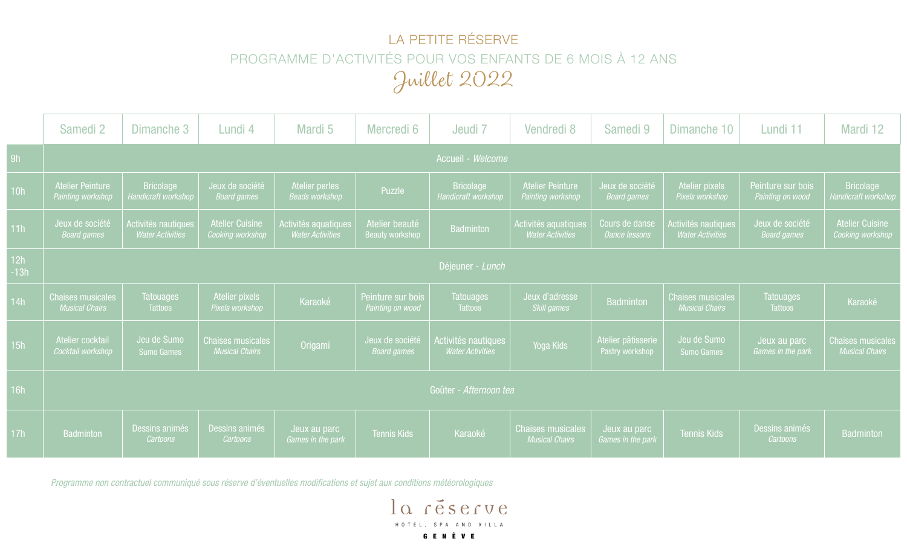# LA PETITE RÉSERVE

## PROGRAMME D'ACTIVITÉS POUR VOS ENFANTS DE 6 MOIS À 12 ANS

## Juillet 2022

| | Samedi 2 | Dimanche 3 | Lundi 4 | Mardi 5 | Mercredi 6 | Jeudi 7 | Vendredi 8 | Samedi 9 | Dimanche 10 | Lundi 11 | Mardi 12 |
|---|---|---|---|---|---|---|---|---|---|---|---|
| 9h | Accueil - *Welcome* | | | | | | | | | | |
| 10h | Atelier Peinture *Painting workshop* | Bricolage *Handicraft workshop* | Jeux de société *Board games* | Atelier perles *Beads workshop* | Puzzle | Bricolage *Handicraft workshop* | Atelier Peinture *Painting workshop* | Jeux de société *Board games* | Atelier pixels *Pixels workshop* | Peinture sur bois *Painting on wood* | Bricolage *Handicraft workshop* |
| 11h | Jeux de société *Board games* | Activités nautiques *Water Activities* | Atelier Cuisine *Cooking workshop* | Activités aquatiques *Water Activities* | Atelier beauté Beauty workshop | Badminton | Activités aquatiques *Water Activities* | Cours de danse *Dance lessons* | Activités nautiques *Water Activities* | Jeux de société *Board games* | Atelier Cuisine *Cooking workshop* |
| 12h -13h | Déjeuner - *Lunch* | | | | | | | | | | |
| 14h | Chaises musicales *Musical Chairs* | Tatouages Tattoos | Atelier pixels *Pixels workshop* | Karaoké | Peinture sur bois *Painting on wood* | Tatouages Tattoos | Jeux d'adresse *Skill games* | Badminton | Chaises musicales *Musical Chairs* | Tatouages Tattoos | Karaoké |
| 15h | Atelier cocktail *Cocktail workshop* | Jeu de Sumo Sumo Games | Chaises musicales *Musical Chairs* | Origami | Jeux de société *Board games* | Activités nautiques *Water Activities* | Yoga Kids | Atelier pâtisserie Pastry workshop | Jeu de Sumo Sumo Games | Jeux au parc *Games in the park* | Chaises musicales *Musical Chairs* |
| 16h | Goûter - *Afternoon tea* | | | | | | | | | | |
| 17h | Badminton | Dessins animés *Cartoons* | Dessins animés *Cartoons* | Jeux au parc *Games in the park* | Tennis Kids | Karaoké | Chaises musicales *Musical Chairs* | Jeux au parc *Games in the park* | Tennis Kids | Dessins animés *Cartoons* | Badminton |

*Programme non contractuel communiqué sous réserve d'éventuelles modifications et sujet aux conditions météorologiques*

la réserve

HOTEL, SPA AND VILLA

GENÈVE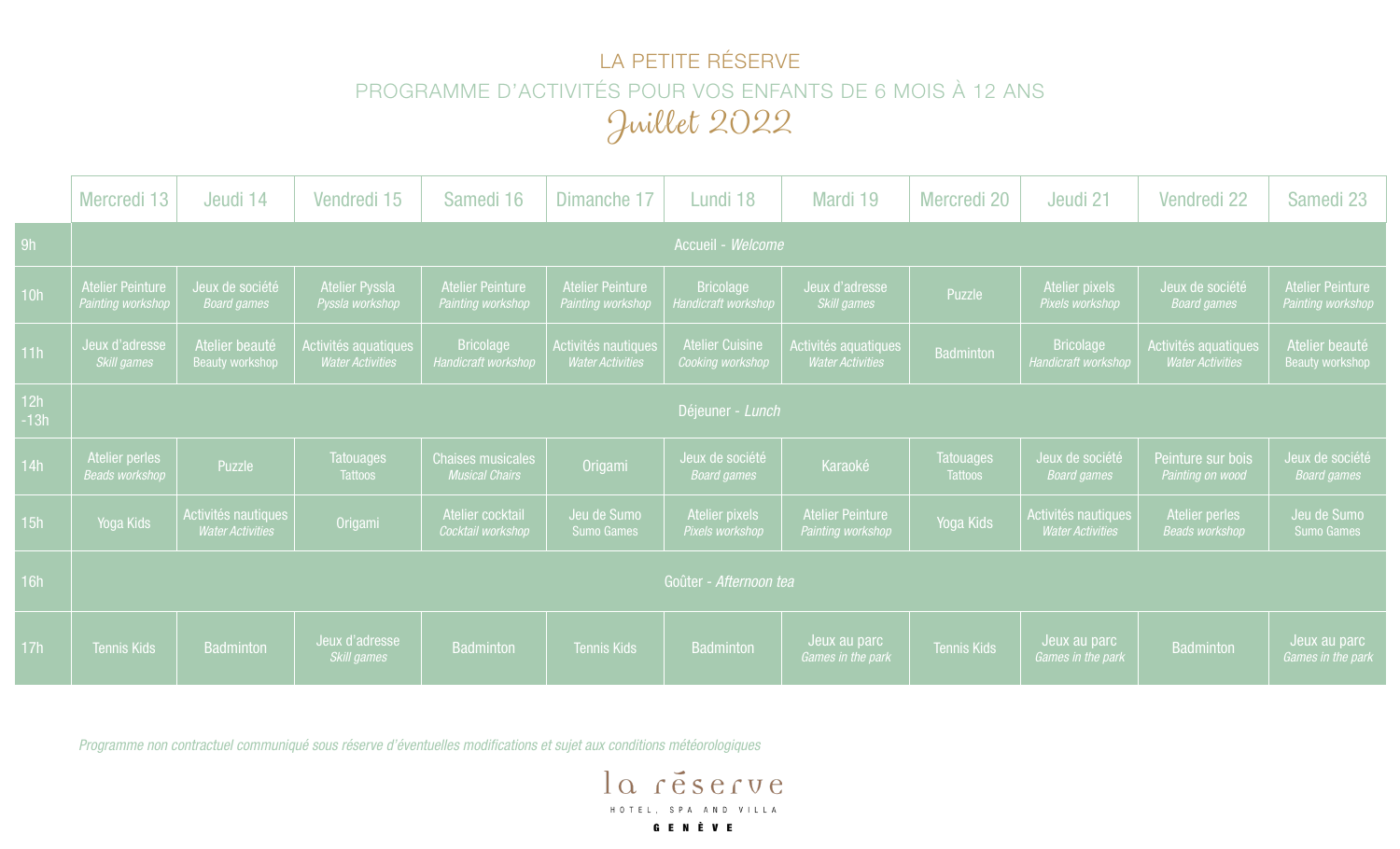# LA PETITE RÉSERVE

## PROGRAMME D'ACTIVITÉS POUR VOS ENFANTS DE 6 MOIS À 12 ANS

## Juillet 2022

| | Mercredi 13 | Jeudi 14 | Vendredi 15 | Samedi 16 | Dimanche 17 | Lundi 18 | Mardi 19 | Mercredi 20 | Jeudi 21 | Vendredi 22 | Samedi 23 |
|---|---|---|---|---|---|---|---|---|---|---|---|
| 9h | Accueil - *Welcome* | | | | | | | | | | |
| 10h | Atelier Peinture *Painting workshop* | Jeux de société *Board games* | Atelier Pyssla *Pyssla workshop* | Atelier Peinture *Painting workshop* | Atelier Peinture *Painting workshop* | Bricolage *Handicraft workshop* | Jeux d'adresse *Skill games* | Puzzle | Atelier pixels *Pixels workshop* | Jeux de société *Board games* | Atelier Peinture *Painting workshop* |
| 11h | Jeux d'adresse *Skill games* | Atelier beauté Beauty workshop | Activités aquatiques *Water Activities* | Bricolage *Handicraft workshop* | Activités nautiques *Water Activities* | Atelier Cuisine *Cooking workshop* | Activités aquatiques *Water Activities* | Badminton | Bricolage *Handicraft workshop* | Activités aquatiques *Water Activities* | Atelier beauté Beauty workshop |
| 12h -13h | Déjeuner - *Lunch* | | | | | | | | | | |
| 14h | Atelier perles *Beads workshop* | Puzzle | Tatouages Tattoos | Chaises musicales *Musical Chairs* | Origami | Jeux de société *Board games* | Karaoké | Tatouages Tattoos | Jeux de société *Board games* | Peinture sur bois *Painting on wood* | Jeux de société *Board games* |
| 15h | Yoga Kids | Activités nautiques *Water Activities* | Origami | Atelier cocktail *Cocktail workshop* | Jeu de Sumo Sumo Games | Atelier pixels *Pixels workshop* | Atelier Peinture *Painting workshop* | Yoga Kids | Activités nautiques *Water Activities* | Atelier perles *Beads workshop* | Jeu de Sumo Sumo Games |
| 16h | Goûter - *Afternoon tea* | | | | | | | | | | |
| 17h | Tennis Kids | Badminton | Jeux d'adresse *Skill games* | Badminton | Tennis Kids | Badminton | Jeux au parc *Games in the park* | Tennis Kids | Jeux au parc *Games in the park* | Badminton | Jeux au parc *Games in the park* |

*Programme non contractuel communiqué sous réserve d'éventuelles modifications et sujet aux conditions météorologiques*

la réserve

HOTEL, SPA AND VILLA

GENÈVE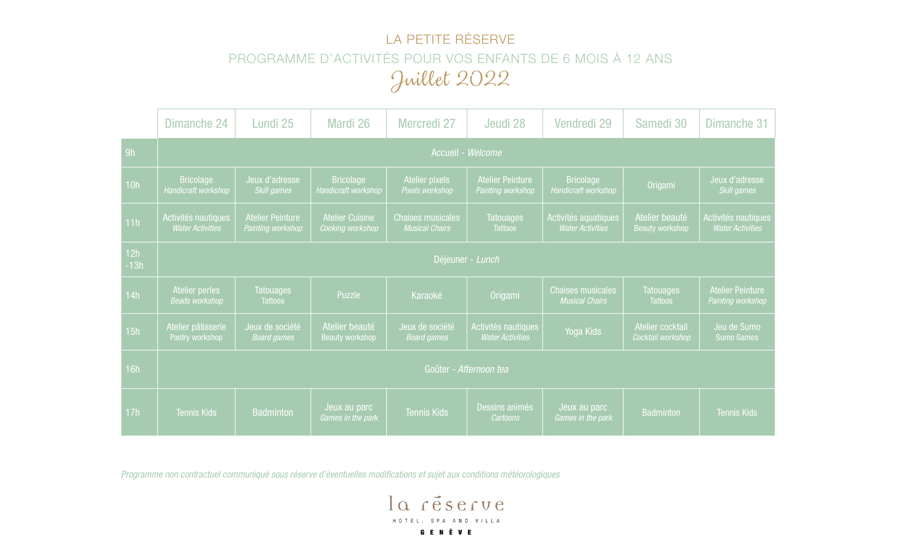LA PETITE RÉSERVE

PROGRAMME D'ACTIVITÉS POUR VOS ENFANTS DE 6 MOIS À 12 ANS

Juillet 2022

| | Dimanche 24 | Lundi 25 | Mardi 26 | Mercredi 27 | Jeudi 28 | Vendredi 29 | Samedi 30 | Dimanche 31 |
|---|---|---|---|---|---|---|---|---|
| 9h | Accueil - *Welcome* | | | | | | | |
| 10h | Bricolage *Handicraft workshop* | Jeux d'adresse *Skill games* | Bricolage *Handicraft workshop* | Atelier pixels *Pixels workshop* | Atelier Peinture *Painting workshop* | Bricolage *Handicraft workshop* | Origami | Jeux d'adresse *Skill games* |
| 11h | Activités nautiques *Water Activities* | Atelier Peinture *Painting workshop* | Atelier Cuisine *Cooking workshop* | Chaises musicales *Musical Chairs* | Tatouages Tattoos | Activités aquatiques *Water Activities* | Atelier beauté Beauty workshop | Activités nautiques *Water Activities* |
| 12h -13h | Déjeuner - *Lunch* | | | | | | | |
| 14h | Atelier perles *Beads workshop* | Tatouages Tattoos | Puzzle | Karaoké | Origami | Chaises musicales *Musical Chairs* | Tatouages Tattoos | Atelier Peinture *Painting workshop* |
| 15h | Atelier pâtisserie Pastry workshop | Jeux de société *Board games* | Atelier beauté Beauty workshop | Jeux de société *Board games* | Activités nautiques *Water Activities* | Yoga Kids | Atelier cocktail *Cocktail workshop* | Jeu de Sumo Sumo Games |
| 16h | Goûter - *Afternoon tea* | | | | | | | |
| 17h | Tennis Kids | Badminton | Jeux au parc *Games in the park* | Tennis Kids | Dessins animés *Cartoons* | Jeux au parc *Games in the park* | Badminton | Tennis Kids |

*Programme non contractuel communiqué sous réserve d'éventuelles modifications et sujet aux conditions météorologiques*

la réserve

HOTEL, SPA AND VILLA

GENÈVE